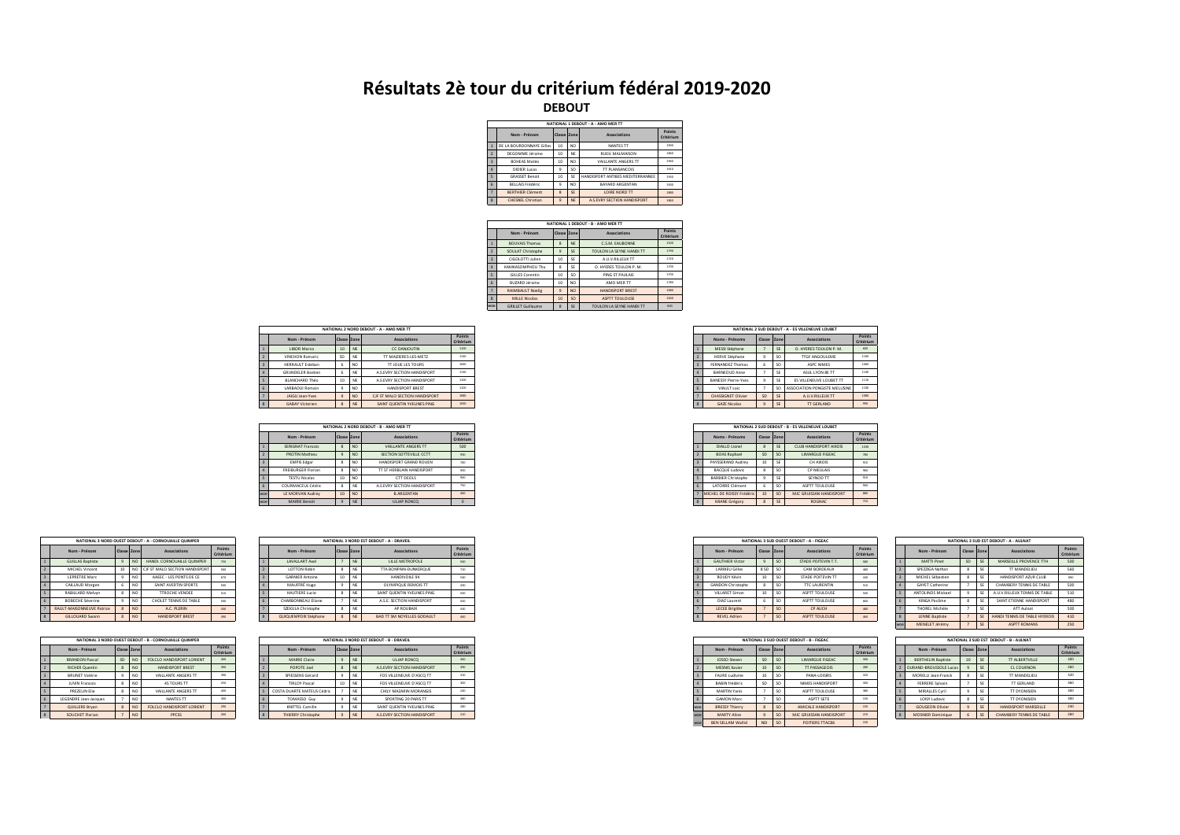# Résultats 2è tour du critérium fédéral 2019-2020

## DEBOUT

**NATIONAL 1 DEBOUT - A - AMO MER TT**

| | Nom - Prénom | Classe | Zone | Associations | Points Critérium |
|---|---|---|---|---|---|
| 1 | DE LA BOURDONNAYE Gilles | 10 | NO | NANTES TT | 1900 |
| 2 | DEGOMME Jérome | 10 | NE | RUEIL MALMAISON | 1800 |
| 3 | BOHEAS Matéo | 10 | NO | VAILLANTE ANGERS TT | 1960 |
| 4 | DIDIER Lucas | 9 | SO | TT PLANSANCOIS | 1910 |
| 5 | GRASSET Benoit | 10 | SE | HANDISPORT ANTIBES MEDITERRANEE | 1950 |
| 6 | BELLAIS Frédéric | 9 | NO | BAYARD ARGENTAN | 1900 |
| 7 | BERTHIER Clément | 8 | SE | LOIRE NORD TT | 1885 |
| 8 | CHESNEL Christian | 9 | NE | A.S.EVRY SECTION HANDISPORT | 1860 |

**NATIONAL 1 DEBOUT - B - AMO MER TT**

| | Nom - Prénom | Classe | Zone | Associations | Points Critérium |
|---|---|---|---|---|---|
| 1 | BOUVAIS Thomas | 8 | NE | C.S.M. EAUBONNE | 1820 |
| 2 | SOULAT Christophe | 9 | SE | TOULON LA SEYNE HANDI TT | 1750 |
| 3 | CIGOLOTTI Julien | 10 | SE | A.U.V.RILLEUX TT | 1720 |
| 4 | KAMRASOMPHOU Thu | 8 | SE | O. HYERES TOULON P. M. | 1700 |
| 5 | GILLES Corentin | 10 | SO | PING ST PAULAIS | 1700 |
| 6 | BUZARD Jérome | 10 | NO | AMO MER TT | 1780 |
| 7 | RAIMBAULT Noelig | 9 | NO | HANDISPORT BREST | 1680 |
| 8 | MILLE Nicolas | 10 | SO | ASPTT TOULOUSE | 1660 |
| WO | GRILLET Guillaume | 8 | SE | TOULON LA SEYNE HANDI TT | 600 |

**NATIONAL 2 NORD DEBOUT - A - AMO MER TT**

| | Nom - Prénom | Classe | Zone | Associations | Points Critérium |
|---|---|---|---|---|---|
| 1 | LIBOR Marco | 10 | NE | CC DANJOUTIN | 1160 |
| 2 | VINCHON Romaric | SD | NE | TT MAIZIERES-LES-METZ | 1140 |
| 3 | HERRAULT Esteban | 6 | NO | TT JOUE LES TOURS | 1080 |
| 4 | GRUNDELER Bastien | 6 | NE | A.S.EVRY SECTION HANDISPORT | 1100 |
| 5 | BLANCHARD Théo | 10 | NE | A.S.EVRY SECTION HANDISPORT | 1100 |
| 6 | LARBAOUI Romain | 9 | NO | HANDISPORT BREST | 1100 |
| 7 | JAIGU Jean-Yves | 9 | NO | CJF ST MALO SECTION HANDISPORT | 1080 |
| 8 | GABAY Victorien | 8 | NE | SAINT QUENTIN YVELINES PING | 1040 |

**NATIONAL 2 SUD DEBOUT - A - ES VILLENEUVE LOUBET**

| | Noms - Prénoms | Classe | Zone | Associations | Points Critérium |
|---|---|---|---|---|---|
| 1 | MESSI Stéphane | 7 | SE | O. HYERES TOULON P. M. | 1200 |
| 2 | HERVE Stéphane | 9 | SO | TTGF ANGOULEME | 1160 |
| 3 | FERNANDEZ Thomas | 6 | SO | ASPC NIMES | 1060 |
| 4 | BARNEOUD Anne | 7 | SE | ASUL LYON 8E TT | 1140 |
| 5 | BANESSY Pierre-Yves | 9 | SE | ES VILLENEUVE LOUBET TT | 1120 |
| 6 | VIAULT Loïc | 7 | SO | ASSOCIATION PONGISTE MELUSINE | 1100 |
| 7 | CHASSIGNET Olivier | SD | SE | A.U.V.RILLEUX TT | 1080 |
| 8 | GAZE Nicolas | 9 | SE | TT GERLAND | 990 |

**NATIONAL 2 NORD DEBOUT - B - AMO MER TT**

| | Nom - Prénom | Classe | Zone | Associations | Points Critérium |
|---|---|---|---|---|---|
| 1 | SERIGNAT Francois | 8 | NO | VAILLANTE ANGERS TT | 500 |
| 2 | PROTIN Mathieu | 9 | NO | SECTION SOTTEVILLE CCTT | 830 |
| 3 | EMPIS Edgar | 8 | NO | HANDISPORT GRAND ROUEN | 760 |
| 4 | FREIBURGER Florian | 8 | NO | TT ST HERBLAIN HANDISPORT | 800 |
| 5 | TESTU Nicolas | 10 | NO | CTT DEOLS | 960 |
| 6 | COURMACEUL Cédric | 8 | NE | A.S.EVRY SECTION HANDISPORT | 700 |
| WO | LE MORVAN Audrey | 10 | NO | B.ARGENTAN | 300 |
| WO | MARIE Benoit | 9 | NE | ULIAP RONCQ | 0 |

**NATIONAL 2 SUD DEBOUT - B - ES VILLENEUVE LOUBET**

| | Noms - Prénoms | Classe | Zone | Associations | Points Critérium |
|---|---|---|---|---|---|
| 1 | DIALLO Lionel | 8 | SE | CLUB HANDISPORT AIXOIS | 1000 |
| 2 | BOAS Raphael | SD | SO | LIMARGUE FIGEAC | 780 |
| 3 | PAYSSERAND Audrey | 10 | SE | CH AIXOIS | 910 |
| 4 | BACQUE Ludovic | 8 | SO | CP NEULAIS | 960 |
| 5 | BARBIER Christophe | 9 | SE | SEYNOD TT | 950 |
| 6 | LATORRE Clément | 6 | SO | ASPTT TOULOUSE | 900 |
| 7 | MICHEL DE ROISSY Frédéric | 10 | SO | MJC GRUISSAN HANDISPORT | 880 |
| 8 | MIANE Grégory | 8 | SE | ROGNAC | 750 |

**NATIONAL 3 NORD OUEST DEBOUT - A - CORNOUAILLE QUIMPER**

| | Nom - Prénom | Classe | Zone | Associations | Points Critérium |
|---|---|---|---|---|---|
| 1 | GUILLAS Baptiste | 9 | NO | HANDI. CORNOUAILLE QUIMPER | 750 |
| 2 | MICHEL Vincent | 10 | NO | CJF ST MALO SECTION HANDISPORT | 560 |
| 3 | LEPRETRE Marc | 9 | NO | AAEEC - LES PONTS DE CE | 670 |
| 4 | CAILLAUD Morgan | 6 | NO | SAINT AVERTIN SPORTS | 500 |
| 5 | BABILLARD Melvyn | 8 | NO | TTROCHE VENDEE | 510 |
| 6 | BOBECHE Séverine | 9 | NO | CHOLET TENNIS DE TABLE | 500 |
| 7 | RAULT-MAISONNEUVE Patrice | 8 | NO | A.C. PLERIN | 330 |
| 8 | GILLOUARD Swann | 8 | NO | HANDISPORT BREST | 390 |

**NATIONAL 3 NORD EST DEBOUT - A - DRAVEIL**

| | Nom - Prénom | Classe | Zone | Associations | Points Critérium |
|---|---|---|---|---|---|
| 1 | LAVALLART Axel | 7 | NE | LILLE METROPOLE | 560 |
| 2 | LOTTON Robin | 8 | NE | TTA BONPAIN-DUNKERQUE | 710 |
| 3 | GARNIER Antoine | 10 | NE | HANDIVOILE 94 | 540 |
| 4 | MAUFFRE Hugo | 9 | NE | OLYMPIQUE REMOIS TT | 430 |
| 5 | HAUTIERE Lucie | 8 | NE | SAINT QUENTIN YVELINES PING | 500 |
| 6 | CHARBONNEAU Eliane | 7 | NE | A.S.E. SECTION HANDISPORT | 500 |
| 7 | SZEKULA Christophe | 8 | NE | AP ROUBAIX | 430 |
| 8 | QUICQUEMPOIX Stéphane | 8 | NE | BAD TT SM NOYELLES GODAULT | 400 |

**NATIONAL 3 SUD OUEST DEBOUT - A - FIGEAC**

| | Nom - Prénom | Classe | Zone | Associations | Points Critérium |
|---|---|---|---|---|---|
| 1 | GAUTHIER Victor | 9 | SO | STADE POITEVIN T.T | 560 |
| 2 | LARRIEU Gilles | 8 SD | SO | CAM BORDEAUX | 460 |
| 3 | ROUDY Kévin | 10 | SO | STADE POITEVIN TT | 330 |
| 4 | GANDON Christophe | 8 | SO | TTC LAURENTIN | 510 |
| 5 | VILLARET Simon | 10 | SO | ASPTT TOULOUSE | 500 |
| 6 | DIAZ Laurent | 6 | SO | ASPTT TOULOUSE | 460 |
| 7 | LECEE Brigitte | 7 | SO | CP AUCH | 480 |
| 8 | REVEL Adrien | 7 | SO | ASPTT TOULOUSE | 360 |

**NATIONAL 3 SUD EST DEBOUT - A - AULNAT**

| | Nom - Prénom | Classe | Zone | Associations | Points Critérium |
|---|---|---|---|---|---|
| 1 | MATTI Pinet | SD | SE | MARSEILLE PROVENCE TTH | 500 |
| 2 | SPEZZIGA Nathan | 8 | SE | TT MANDELIEU | 560 |
| 3 | MICHEL Sébastien | 8 | SE | HANDISPORT AZUR CLUB | 490 |
| 4 | GAYET Catherine | 7 | SE | CHAMBERY TENNIS DE TABLE | 500 |
| 5 | ANTOLINOS Mickael | 9 | SE | A.U.V.RILLEUX TENNIS DE TABLE | 530 |
| 6 | KINGA Paolime | 8 | SE | SAINT ETIENNE HANDISPORT | 480 |
| 7 | THOREL Michèle | 7 | SE | ATT Aulnat | 500 |
| 8 | LENNE Baptiste | 7 | SE | HANDI TENNIS DE TABLE HYEROIS | 410 |
| WO | MENELET Jérémy | 7 | SE | ASPTT ROMANS | 250 |

**NATIONAL 3 NORD OUEST DEBOUT - B - CORNOUAILLE QUIMPER**

| | Nom - Prénom | Classe | Zone | Associations | Points Critérium |
|---|---|---|---|---|---|
| 1 | BRANDON Pascal | SD | NO | FOLCLO HANDISPORT LORIENT | 300 |
| 2 | RICHER Quentin | 8 | NO | HANDISPORT BREST | 390 |
| 3 | BRUNET Valérie | 9 | NO | VAILLANTE ANGERS TT | 390 |
| 4 | JUVIN Francois | 8 | NO | 4S TOURS TT | 250 |
| 5 | PREZELIN Elie | 8 | NO | VAILLANTE ANGERS TT | 400 |
| 6 | LEGENDRE Jean-Jacques | 7 | NO | NANTES TT | 300 |
| 7 | QUILLERE Bryan | 8 | NO | FOLCLO HANDISPORT LORIENT | 290 |
| 8 | SOUCHET Florian | 7 | NO | PPCSS | 260 |

**NATIONAL 3 NORD EST DEBOUT - B - DRAVEIL**

| | Nom - Prénom | Classe | Zone | Associations | Points Critérium |
|---|---|---|---|---|---|
| 1 | MAIRIE Claire | 9 | NE | ULIAP RONCQ | 360 |
| 2 | POPOTE Joel | 8 | NE | A.S.EVRY SECTION HANDISPORT | 390 |
| 3 | SPIESSENS Gérard | 9 | NE | FOS VILLENEUVE D'ASCQ TT | 310 |
| 4 | TIRLOY Pascal | 10 | NE | FOS VILLENEUVE D'ASCQ TT | 300 |
| 5 | COSTA DUARTE MATEUS Cédric | 7 | NE | CHILY MAZARIN MORANGIS | 280 |
| 6 | TOMASSO Guy | 9 | NE | SPORTING 20 PARIS TT | 380 |
| 7 | KNITTEL Camille | 9 | NE | SAINT QUENTIN YVELINES PING | 280 |
| 8 | THIERRY Christophe | 9 | NE | A.S.EVRY SECTION HANDISPORT | 210 |

**NATIONAL 3 SUD OUEST DEBOUT - B - FIGEAC**

| | Nom - Prénom | Classe | Zone | Associations | Points Critérium |
|---|---|---|---|---|---|
| 1 | JOSSO Steven | SD | SO | LIMARGUE FIGEAC | 300 |
| 2 | MESNIS Xavier | 10 | SO | TT PASSAGEOIS | 280 |
| 3 | FAURE Ludivine | 10 | SO | PANA-LOISIRS | 320 |
| 4 | BABIN Frédéric | SD | SO | NIMES HANDISPORT | 320 |
| 5 | MARTIN Yanis | 7 | SO | ASPTT TOULOUSE | 300 |
| 6 | GAMON Marc | 7 | SO | ASPTT SETE | 150 |
| WO | BRESSY Thierry | 8 | SO | AMICALE HANDISPORT | 150 |
| WO | MARTY Aline | 9 | SO | MJC GRUISSAN HANDISPORT | 210 |
| WO | BEN SELLAM Wallid | NO | SO | POITIERS TTACR6 | 150 |

**NATIONAL 3 SUD EST DEBOUT - B - AULNAT**

| | Nom - Prénom | Classe | Zone | Associations | Points Critérium |
|---|---|---|---|---|---|
| 1 | BERTHELIN Baptiste | 10 | SE | TT ALBERTVILLE | 380 |
| 2 | DURAND-BROUSSOLE Lucas | 9 | SE | CL COURNON | 260 |
| 3 | MORELLI Jean-Franck | 8 | SE | TT MANDELIEU | 320 |
| 4 | FERRERE Sylvain | 7 | SE | TT GERLAND | 360 |
| 5 | MIRALLES Cyril | 9 | SE | TT DYONISIEN | 300 |
| 6 | LOISY Ludovic | 8 | SE | TT DYONISIEN | 300 |
| 7 | GOUGEON Olivier | 9 | SE | HANDISPORT MARSEILLE | 230 |
| 8 | MOSNIER Dominique | 6 | SE | CHAMBERY TENNIS DE TABLE | 260 |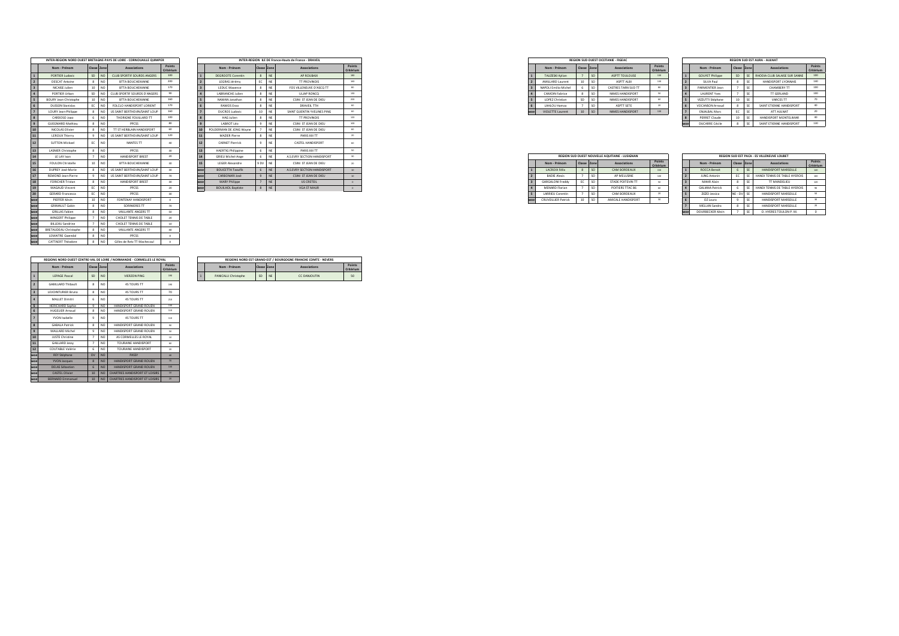| | Nom - Prénom | Classe | Zone | Associations | Points Critérium |
|---|---|---|---|---|---|
| INTER-REGION NORD OUEST BRETAGNE-PAYS DE LOIRE - CORNOUAILLE QUIMPER | | | | | |
| 1 | PORTIER Ludovic | SD | NO | CLUB SPORTIF SOURDS ANGERS | 100 |
| 2 | DESCAT Antoine | 8 | NO | BTTA BOUCHEMAINE | 200 |
| 3 | NICAISE Julien | 10 | NO | BTTA BOUCHEMAINE | 170 |
| 4 | PORTIER Urbain | SD | NO | CLUB SPORTIF SOURDS D'ANGERS | 90 |
| 5 | BOURY Jean-Christophe | 10 | NO | BTTA BOUCHEMAINE | 160 |
| 6 | DUSSON Stanislas | EC | NO | FOLCLO HANDISPORT LORIENT | 170 |
| 7 | LOURY Jean-Philippe | 8 | NO | US SAINT BERTHEVIN/SAINT LOUP | 160 |
| 8 | CARDOSO José | 6 | NO | THORIGNE FOUILLARD TT | 100 |
| 9 | GUIGNARD Mathieu | 8 | NO | PPCSS | 80 |
| 10 | NICOLAS Olivier | 8 | NO | TT ST HERBLAIN HANDISPORT | 60 |
| 11 | LEROUX Thierry | 9 | NO | US SAINT BERTHEVIN/SAINT LOUP | 120 |
| 12 | SUTTON Mickael | EC | NO | NANTES TT | 60 |
| 13 | LASNIER Christophe | 8 | NO | PPCSS | 80 |
| 14 | LE LAY Ivan | 7 | NO | HANDISPORT BREST | 20 |
| 15 | FOULON Christelle | 10 | NO | BTTA BOUCHEMAINE | 60 |
| 16 | DUPREY José-Marie | 8 | NO | US SAINT BERTHEVIN/SAINT LOUP | 80 |
| 17 | REMOND Jean-Pierre | 9 | NO | US SAINT BERTHEVIN/SAINT LOUP | 70 |
| 18 | FORICHER Tristan | 8 | NO | HANDISPORT BREST | 80 |
| 19 | MAGAUD Vincent | EC | NO | PPCSS | 20 |
| 20 | GERARD Francesca | EC | NO | PPCSS | 80 |
| woe | PIEFFER Kévin | 10 | NO | FONTENAY HANDISPORT | 0 |
| woe | GRIMAULT Gabin | 8 | NO | SORINIERES TT | 70 |
| woe | GRILLAS Fabien | 8 | NO | VAILLANTE ANGERS TT | 60 |
| woe | WINGERT Philippe | 7 | NO | CHOLET TENNIS DE TABLE | 20 |
| woe | BILLEAU Sandrine | 7 | NO | CHOLET TENNIS DE TABLE | 10 |
| woe | BRETAUDEAU Christophe | 8 | NO | VAILLANTE ANGERS TT | 80 |
| woe | LEMAITRE Gwendal | 8 | NO | PPCSS | 0 |
| woe | CATTAERT Théodore | 8 | NO | Gilles de Retz TT Machecoul | 0 |

| | Nom - Prénom | Classe | Zone | Associations | Points Critérium |
|---|---|---|---|---|---|
| INTER-REGION ILE DE France-Hauts de France - DRAVEIL | | | | | |
| 1 | DEGROOTE Corentin | 8 | NE | AP ROUBAIX | 180 |
| 2 | LEGRAS Jérémy | EC | NE | TT PROVINOIS | 160 |
| 3 | LEDUC Maxence | 8 | NE | FOS VILLENEUVE D'ASCQ TT | 80 |
| 4 | LABRANCHE Julien | 8 | NE | ULIAP RONCQ | 140 |
| 5 | NAMAN Jonathan | 8 | NE | CSINI ST JEAN DE DIEU | 200 |
| 6 | RAMOS Enzo | 8 | NE | DRAVEIL TTH | 80 |
| 7 | DUCROS Ludovic | 10 | NE | SAINT QUENTIN YVELINES PING | 60 |
| 8 | HAG Julien | 8 | NE | TT PROVINOIS | 110 |
| 9 | LABROT Léo | 6 | NE | CSINI ST JEAN DE DIEU | 100 |
| 10 | POLDERMAN DE JONG Wayne | 7 | NE | CSINI ST JEAN DE DIEU | 60 |
| 11 | MAZIER Pierre | 8 | NE | PARIS XIII TT | 20 |
| 12 | CARNET Pierrick | 9 | NE | CASTEL HANDISPORT | 60 |
| 13 | HAERTIG Philippine | 6 | NE | PARIS XIII TT | 30 |
| 14 | GRIEU Michel-Ange | 6 | NE | A.S.EVRY SECTION HANDISPORT | 30 |
| 15 | LEGER Alexandre | 9 DV | NE | CSINI ST JEAN DE DIEU | 20 |
| woe | BOUCETTA Taoufik | 6 | NE | A.S.EVRY SECTION HANDISPORT | 10 |
| woe | CARBONARI José | 9 | NE | CSINI ST JEAN DE DIEU | 10 |
| woe | MARY Philippe | 7 | NE | US CRETEIL | 0 |
| woe | BOUILHOL Baptiste | 8 | NE | VGA ST MAUR | 0 |

| | Nom - Prénom | Classe | Zone | Associations | Points Critérium |
|---|---|---|---|---|---|
| REGION SUD OUEST OCCITANIE - FIGEAC | | | | | |
| 1 | TALDESKI Kylian | 7 | SO | ASPTT TOULOUSE | 100 |
| 2 | AMILLARD Laurent | 10 | SO | ASPTT ALBI | 130 |
| 3 | NAPOLI Emilio Michel | 6 | SO | CASTRES TARN SUD TT | 80 |
| 4 | CAMOIN Fabrice | 8 | SO | NIMES HANDISPORT | 50 |
| 5 | LOPEZ Christian | SD | SO | NIMES HANDISPORT | 60 |
| 6 | LAHLOU Hamza | 7 | SO | ASPTT SETE | 20 |
| woe | VIOLETTE Laurent | 10 | SO | NIMES HANDISPORT | 100 |

| | Nom - Prénom | Classe | Zone | Associations | Points Critérium |
|---|---|---|---|---|---|
| REGION SUD EST AURA - AULNAT | | | | | |
| 1 | GOUYET Philippe | SD | SE | RHODIA CLUB SALAISE SUR SANNE | 100 |
| 2 | SILVA Paul | 8 | SE | HANDISPORT LYONNAIS | 180 |
| 3 | PARMENTIER Jean | 7 | SE | CHAMBERY TT | 100 |
| 4 | LAURENT Yves | 7 | SE | TT GERLAND | 100 |
| 5 | VIZZUTTI Stéphane | 10 | SE | VARCES TT | 70 |
| 6 | VOCANSON Arnaud | 8 | SE | SAINT ETIENNE HANDISPORT | 80 |
| 7 | ENJALBAL Marc | EC | SE | ATT AULNAT | 20 |
| 8 | PERRET Claude | 10 | SE | HANDISPORT MONTELIMAR | 80 |
| woe | DUCARRE Cécile | 8 | SE | SAINT ETIENNE HANDISPORT | 100 |

| | Nom - Prénom | Classe | Zone | Associations | Points Critérium |
|---|---|---|---|---|---|
| REGION SUD OUEST NOUVELLE AQUITAINE - LUSIGNAN | | | | | |
| 1 | LACROIX Félix | 8 | SO | CAM BORDEAUX | 190 |
| 2 | BADIE Alexis | 7 | SO | AP MELUSINE | 100 |
| 3 | GARGALDINI Freddy | EC | SO | STADE POITEVIN TT | 50 |
| 4 | MENARD Florian | 7 | SO | POITIERS TTAC 86 | 60 |
| 5 | LARRIEU Corentin | 7 | SO | CAM BORDEAUX | 20 |
| woe | CRUVEILLIER Patrick | 10 | SO | AMICALE HANDISPORT | 30 |

| | Nom - Prénom | Classe | Zone | Associations | Points Critérium |
|---|---|---|---|---|---|
| REGION SUD EST PACA - ES VILLENEUVE LOUBET | | | | | |
| 1 | ROCCA Benoit | 6 | SE | HANDISPORT MARSEILLE | 160 |
| 2 | JUNG Antonin | EC | SE | HANDI TENNIS DE TABLE HYEROIS | 100 |
| 3 | MAHR Alain | 8 | SE | TT MANDELIEU | 120 |
| 4 | GALANA Patrick | 6 | SE | HANDI TENNIS DE TABLE HYEROIS | 90 |
| 5 | ZIZZO Jessica | NE - DV | SE | HANDISPORT MARSEILLE | 50 |
| 6 | OZ Laura | 9 | SE | HANDISPORT MARSEILLE | 30 |
| 7 | MELLAN Sandra | 8 | SE | HANDISPORT MARSEILLE | 20 |
| woe | DOURBECKER Kévin | 7 | SE | O. HYERES TOULON P. M. | 0 |

| | Nom - Prénom | Classe | Zone | Associations | Points Critérium |
|---|---|---|---|---|---|
| REGIONS NORD OUEST CENTRE-VAL DE LOIRE / NORMANDIE - CORMEILLES LE ROYAL | | | | | |
| 1 | LEPAGE Pascal | SD | NO | VIERZON PING | 194 |
| 2 | GABILLARD Thibault | 8 | NO | 4S TOURS TT | 190 |
| 3 | LEVOINTURIER Bruno | 8 | NO | 4S TOURS TT | 70 |
| 4 | MALLET Dimitri | 6 | NO | 4S TOURS TT | 250 |
| 5 | HERICHARD Sophie | 9 | NO | HANDISPORT GRAND ROUEN | 100 |
| 6 | HUGELIER Arnaud | 8 | NO | HANDISPORT GRAND ROUEN | 110 |
| 7 | YVON Isabelle | 9 | NO | 4S TOURS TT | 110 |
| 8 | GABALA Patrick | 8 | NO | HANDISPORT GRAND ROUEN | 96 |
| 9 | MAILLARD Michel | 9 | NO | HANDISPORT GRAND ROUEN | 30 |
| 10 | JUSTE Christine | 7 | NO | AS CORMEILLES LE ROYAL | 16 |
| 11 | GAILLARD Jessy | 7 | NO | TOURAINE HANDISPORT | 66 |
| 12 | COUTABLE Valérie | 6 | NO | TOURAINE HANDISPORT | 20 |
| woe | REY Stéphane | DV | NO | PASSY | 60 |
| woe | YVON Jacques | 8 | NO | HANDISPORT GRAND ROUEN | 70 |
| woe | DELAS Sébastien | 6 | NO | HANDISPORT GRAND ROUEN | 130 |
| woe | CASTEL Olivier | 10 | NO | CHARTRES HANDISPORT ET LOISIRS | 50 |
| woe | BERNARD Emmanuel | 10 | NO | CHARTRES HANDISPORT ET LOISIRS | 20 |

| | Nom - Prénom | Classe | Zone | Associations | Points Critérium |
|---|---|---|---|---|---|
| REGIONS NORD EST GRAND-EST / BOURGOGNE FRANCHE COMTE - NEVERS | | | | | |
| 1 | PANICALLI Christophe | SD | NE | CC DANJOUTIN | 50 |